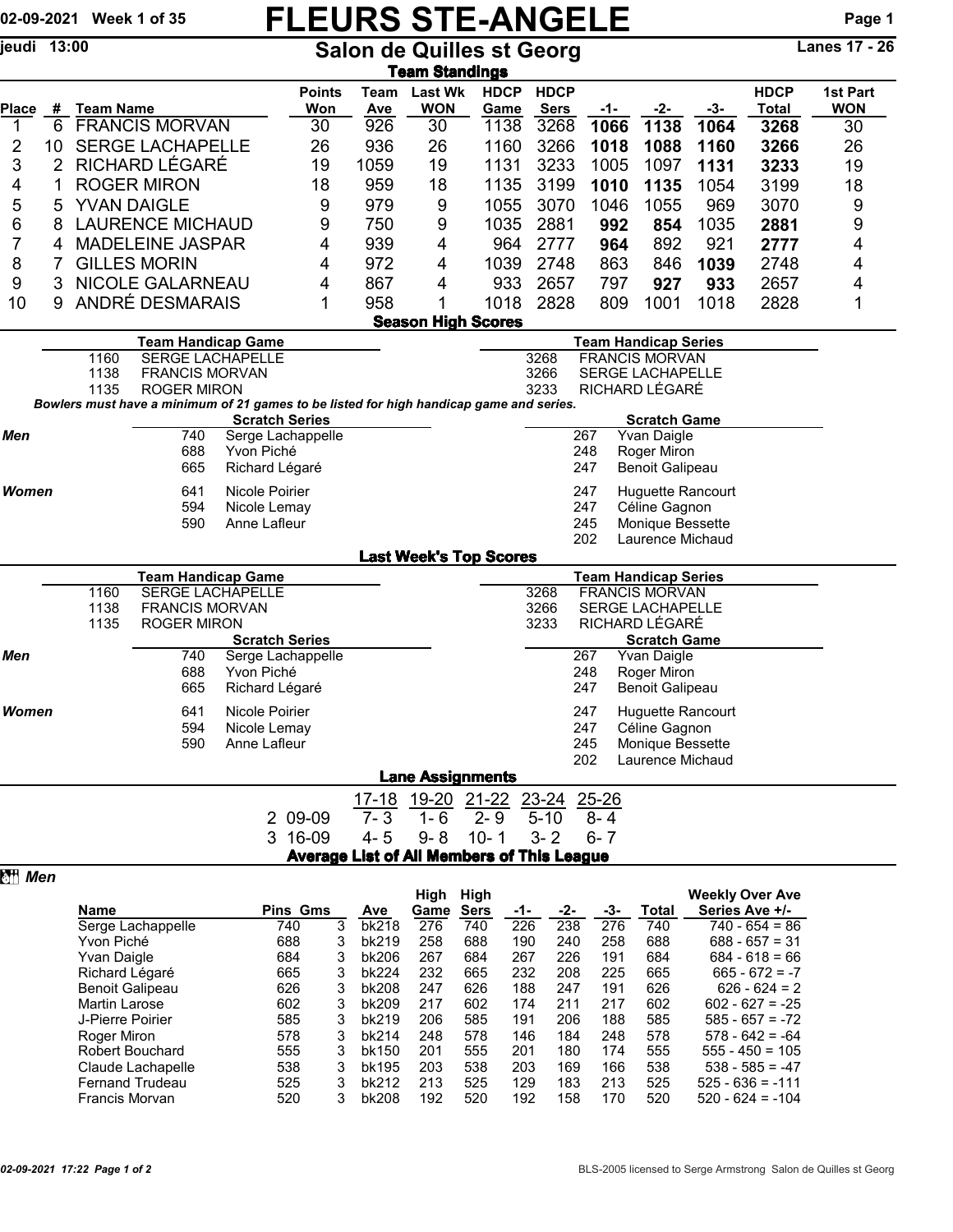02-09-2021 Week 1 of 35

# FLEURS STE-ANGELE

jeudi 13:00

## Salon de Quilles st Georg

Lanes 17 - 26

### Team Standings

| Place | # | Team Name | Points Won | Team Ave | Last Wk WON | HDCP Game | HDCP Sers | -1- | -2- | -3- | HDCP Total | 1st Part WON |
|---|---|---|---|---|---|---|---|---|---|---|---|---|
| 1 | 6 | FRANCIS MORVAN | 30 | 926 | 30 | 1138 | 3268 | **1066** | **1138** | **1064** | **3268** | 30 |
| 2 | 10 | SERGE LACHAPELLE | 26 | 936 | 26 | 1160 | 3266 | **1018** | **1088** | **1160** | **3266** | 26 |
| 3 | 2 | RICHARD LÉGARÉ | 19 | 1059 | 19 | 1131 | 3233 | 1005 | 1097 | **1131** | **3233** | 19 |
| 4 | 1 | ROGER MIRON | 18 | 959 | 18 | 1135 | 3199 | **1010** | **1135** | 1054 | 3199 | 18 |
| 5 | 5 | YVAN DAIGLE | 9 | 979 | 9 | 1055 | 3070 | 1046 | 1055 | 969 | 3070 | 9 |
| 6 | 8 | LAURENCE MICHAUD | 9 | 750 | 9 | 1035 | 2881 | **992** | **854** | 1035 | **2881** | 9 |
| 7 | 4 | MADELEINE JASPAR | 4 | 939 | 4 | 964 | 2777 | **964** | 892 | 921 | **2777** | 4 |
| 8 | 7 | GILLES MORIN | 4 | 972 | 4 | 1039 | 2748 | 863 | 846 | **1039** | 2748 | 4 |
| 9 | 3 | NICOLE GALARNEAU | 4 | 867 | 4 | 933 | 2657 | 797 | **927** | **933** | 2657 | 4 |
| 10 | 9 | ANDRÉ DESMARAIS | 1 | 958 | 1 | 1018 | 2828 | 809 | 1001 | 1018 | 2828 | 1 |

### Season High Scores

| Team Handicap Game | | Team Handicap Series | |
|---|---|---|---|
| 1160 | SERGE LACHAPELLE | 3268 | FRANCIS MORVAN |
| 1138 | FRANCIS MORVAN | 3266 | SERGE LACHAPELLE |
| 1135 | ROGER MIRON | 3233 | RICHARD LÉGARÉ |

*Bowlers must have a minimum of 21 games to be listed for high handicap game and series.*

| | Scratch Series | | Scratch Game | |
|---|---|---|---|---|
| ***Men*** | 740 | Serge Lachappelle | 267 | Yvan Daigle |
| | 688 | Yvon Piché | 248 | Roger Miron |
| | 665 | Richard Légaré | 247 | Benoit Galipeau |
| ***Women*** | 641 | Nicole Poirier | 247 | Huguette Rancourt |
| | 594 | Nicole Lemay | 247 | Céline Gagnon |
| | 590 | Anne Lafleur | 245 | Monique Bessette |
| | | | 202 | Laurence Michaud |

### Last Week's Top Scores

| Team Handicap Game | | Team Handicap Series | |
|---|---|---|---|
| 1160 | SERGE LACHAPELLE | 3268 | FRANCIS MORVAN |
| 1138 | FRANCIS MORVAN | 3266 | SERGE LACHAPELLE |
| 1135 | ROGER MIRON | 3233 | RICHARD LÉGARÉ |

| | Scratch Series | | Scratch Game | |
|---|---|---|---|---|
| ***Men*** | 740 | Serge Lachappelle | 267 | Yvan Daigle |
| | 688 | Yvon Piché | 248 | Roger Miron |
| | 665 | Richard Légaré | 247 | Benoit Galipeau |
| ***Women*** | 641 | Nicole Poirier | 247 | Huguette Rancourt |
| | 594 | Nicole Lemay | 247 | Céline Gagnon |
| | 590 | Anne Lafleur | 245 | Monique Bessette |
| | | | 202 | Laurence Michaud |

### Lane Assignments

| | 17-18 | 19-20 | 21-22 | 23-24 | 25-26 |
|---|---|---|---|---|---|
| 2 09-09 | 7- 3 | 1- 6 | 2- 9 | 5-10 | 8- 4 |
| 3 16-09 | 4- 5 | 9- 8 | 10- 1 | 3- 2 | 6- 7 |

### Average List of All Members of This League

***Men***

| Name | Pins | Gms | Ave | High Game | High Sers | -1- | -2- | -3- | Total | Weekly Over Ave Series Ave +/- |
|---|---|---|---|---|---|---|---|---|---|---|
| Serge Lachappelle | 740 | 3 | bk218 | 276 | 740 | 226 | 238 | 276 | 740 | 740 - 654 = 86 |
| Yvon Piché | 688 | 3 | bk219 | 258 | 688 | 190 | 240 | 258 | 688 | 688 - 657 = 31 |
| Yvan Daigle | 684 | 3 | bk206 | 267 | 684 | 267 | 226 | 191 | 684 | 684 - 618 = 66 |
| Richard Légaré | 665 | 3 | bk224 | 232 | 665 | 232 | 208 | 225 | 665 | 665 - 672 = -7 |
| Benoit Galipeau | 626 | 3 | bk208 | 247 | 626 | 188 | 247 | 191 | 626 | 626 - 624 = 2 |
| Martin Larose | 602 | 3 | bk209 | 217 | 602 | 174 | 211 | 217 | 602 | 602 - 627 = -25 |
| J-Pierre Poirier | 585 | 3 | bk219 | 206 | 585 | 191 | 206 | 188 | 585 | 585 - 657 = -72 |
| Roger Miron | 578 | 3 | bk214 | 248 | 578 | 146 | 184 | 248 | 578 | 578 - 642 = -64 |
| Robert Bouchard | 555 | 3 | bk150 | 201 | 555 | 201 | 180 | 174 | 555 | 555 - 450 = 105 |
| Claude Lachapelle | 538 | 3 | bk195 | 203 | 538 | 203 | 169 | 166 | 538 | 538 - 585 = -47 |
| Fernand Trudeau | 525 | 3 | bk212 | 213 | 525 | 129 | 183 | 213 | 525 | 525 - 636 = -111 |
| Francis Morvan | 520 | 3 | bk208 | 192 | 520 | 192 | 158 | 170 | 520 | 520 - 624 = -104 |

BLS-2005 licensed to Serge Armstrong Salon de Quilles st Georg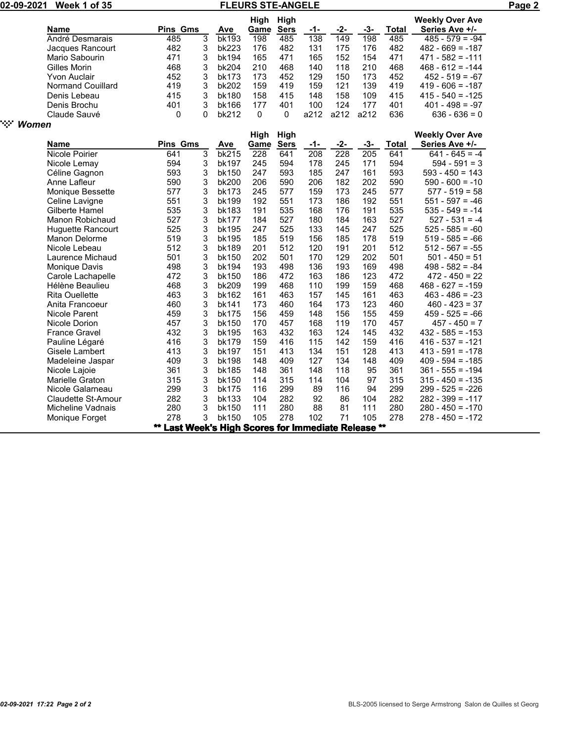| Name | Pins | Gms | Ave | High Game | High Sers | -1- | -2- | -3- | Total | Weekly Over Ave Series Ave +/- |
|---|---|---|---|---|---|---|---|---|---|---|
| André Desmarais | 485 | 3 | bk193 | 198 | 485 | 138 | 149 | 198 | 485 | 485 - 579 = -94 |
| Jacques Rancourt | 482 | 3 | bk223 | 176 | 482 | 131 | 175 | 176 | 482 | 482 - 669 = -187 |
| Mario Sabourin | 471 | 3 | bk194 | 165 | 471 | 165 | 152 | 154 | 471 | 471 - 582 = -111 |
| Gilles Morin | 468 | 3 | bk204 | 210 | 468 | 140 | 118 | 210 | 468 | 468 - 612 = -144 |
| Yvon Auclair | 452 | 3 | bk173 | 173 | 452 | 129 | 150 | 173 | 452 | 452 - 519 = -67 |
| Normand Couillard | 419 | 3 | bk202 | 159 | 419 | 159 | 121 | 139 | 419 | 419 - 606 = -187 |
| Denis Lebeau | 415 | 3 | bk180 | 158 | 415 | 148 | 158 | 109 | 415 | 415 - 540 = -125 |
| Denis Brochu | 401 | 3 | bk166 | 177 | 401 | 100 | 124 | 177 | 401 | 401 - 498 = -97 |
| Claude Sauvé | 0 | 0 | bk212 | 0 | 0 | a212 | a212 | a212 | 636 | 636 - 636 = 0 |

### *Women*

| Name | Pins | Gms | Ave | High Game | High Sers | -1- | -2- | -3- | Total | Weekly Over Ave Series Ave +/- |
|---|---|---|---|---|---|---|---|---|---|---|
| Nicole Poirier | 641 | 3 | bk215 | 228 | 641 | 208 | 228 | 205 | 641 | 641 - 645 = -4 |
| Nicole Lemay | 594 | 3 | bk197 | 245 | 594 | 178 | 245 | 171 | 594 | 594 - 591 = 3 |
| Céline Gagnon | 593 | 3 | bk150 | 247 | 593 | 185 | 247 | 161 | 593 | 593 - 450 = 143 |
| Anne Lafleur | 590 | 3 | bk200 | 206 | 590 | 206 | 182 | 202 | 590 | 590 - 600 = -10 |
| Monique Bessette | 577 | 3 | bk173 | 245 | 577 | 159 | 173 | 245 | 577 | 577 - 519 = 58 |
| Celine Lavigne | 551 | 3 | bk199 | 192 | 551 | 173 | 186 | 192 | 551 | 551 - 597 = -46 |
| Gilberte Hamel | 535 | 3 | bk183 | 191 | 535 | 168 | 176 | 191 | 535 | 535 - 549 = -14 |
| Manon Robichaud | 527 | 3 | bk177 | 184 | 527 | 180 | 184 | 163 | 527 | 527 - 531 = -4 |
| Huguette Rancourt | 525 | 3 | bk195 | 247 | 525 | 133 | 145 | 247 | 525 | 525 - 585 = -60 |
| Manon Delorme | 519 | 3 | bk195 | 185 | 519 | 156 | 185 | 178 | 519 | 519 - 585 = -66 |
| Nicole Lebeau | 512 | 3 | bk189 | 201 | 512 | 120 | 191 | 201 | 512 | 512 - 567 = -55 |
| Laurence Michaud | 501 | 3 | bk150 | 202 | 501 | 170 | 129 | 202 | 501 | 501 - 450 = 51 |
| Monique Davis | 498 | 3 | bk194 | 193 | 498 | 136 | 193 | 169 | 498 | 498 - 582 = -84 |
| Carole Lachapelle | 472 | 3 | bk150 | 186 | 472 | 163 | 186 | 123 | 472 | 472 - 450 = 22 |
| Hélène Beaulieu | 468 | 3 | bk209 | 199 | 468 | 110 | 199 | 159 | 468 | 468 - 627 = -159 |
| Rita Ouellette | 463 | 3 | bk162 | 161 | 463 | 157 | 145 | 161 | 463 | 463 - 486 = -23 |
| Anita Francoeur | 460 | 3 | bk141 | 173 | 460 | 164 | 173 | 123 | 460 | 460 - 423 = 37 |
| Nicole Parent | 459 | 3 | bk175 | 156 | 459 | 148 | 156 | 155 | 459 | 459 - 525 = -66 |
| Nicole Dorion | 457 | 3 | bk150 | 170 | 457 | 168 | 119 | 170 | 457 | 457 - 450 = 7 |
| France Gravel | 432 | 3 | bk195 | 163 | 432 | 163 | 124 | 145 | 432 | 432 - 585 = -153 |
| Pauline Légaré | 416 | 3 | bk179 | 159 | 416 | 115 | 142 | 159 | 416 | 416 - 537 = -121 |
| Gisele Lambert | 413 | 3 | bk197 | 151 | 413 | 134 | 151 | 128 | 413 | 413 - 591 = -178 |
| Madeleine Jaspar | 409 | 3 | bk198 | 148 | 409 | 127 | 134 | 148 | 409 | 409 - 594 = -185 |
| Nicole Lajoie | 361 | 3 | bk185 | 148 | 361 | 148 | 118 | 95 | 361 | 361 - 555 = -194 |
| Marielle Graton | 315 | 3 | bk150 | 114 | 315 | 114 | 104 | 97 | 315 | 315 - 450 = -135 |
| Nicole Galarneau | 299 | 3 | bk175 | 116 | 299 | 89 | 116 | 94 | 299 | 299 - 525 = -226 |
| Claudette St-Amour | 282 | 3 | bk133 | 104 | 282 | 92 | 86 | 104 | 282 | 282 - 399 = -117 |
| Micheline Vadnais | 280 | 3 | bk150 | 111 | 280 | 88 | 81 | 111 | 280 | 280 - 450 = -170 |
| Monique Forget | 278 | 3 | bk150 | 105 | 278 | 102 | 71 | 105 | 278 | 278 - 450 = -172 |

**** Last Week's High Scores for Immediate Release ****

BLS-2005 licensed to Serge Armstrong Salon de Quilles st Georg